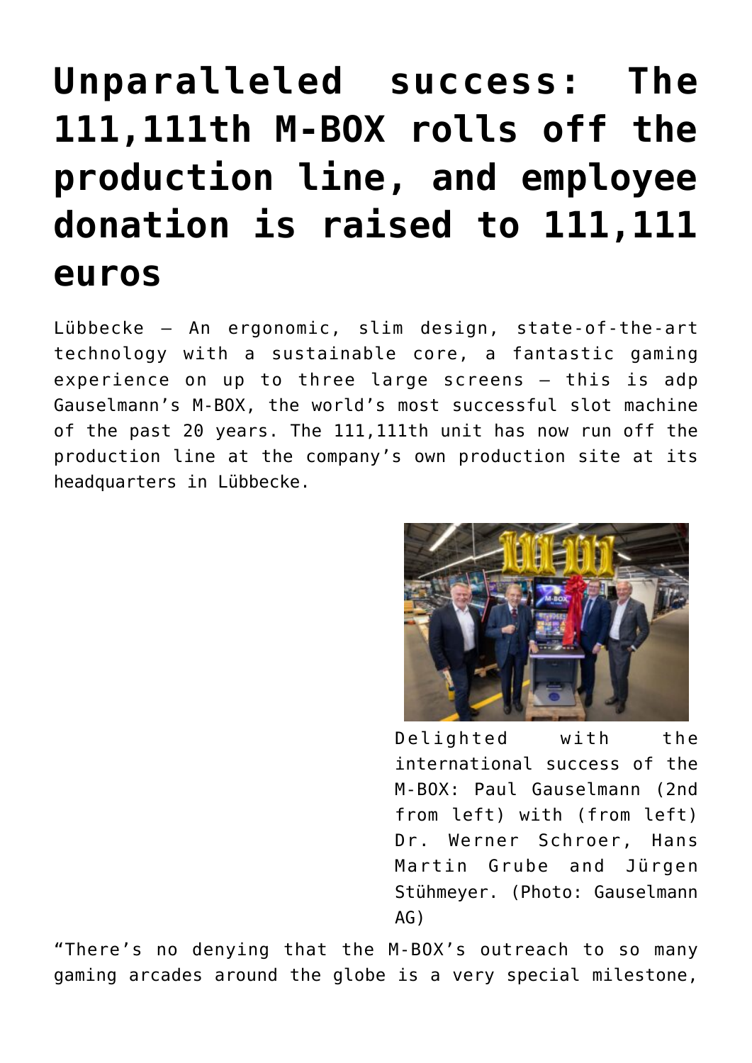# Unparalleled success: The 111,111th M-BOX rolls off the production line, and employee donation is raised to 111,111 euros

Lübbecke – An ergonomic, slim design, state-of-the-art technology with a sustainable core, a fantastic gaming experience on up to three large screens – this is adp Gauselmann's M-BOX, the world's most successful slot machine of the past 20 years. The 111,111th unit has now run off the production line at the company's own production site at its headquarters in Lübbecke.

Delighted with the international success of the M-BOX: Paul Gauselmann (2nd from left) with (from left) Dr. Werner Schroer, Hans Martin Grube and Jürgen Stühmeyer. (Photo: Gauselmann AG)

"There's no denying that the M-BOX's outreach to so many gaming arcades around the globe is a very special milestone,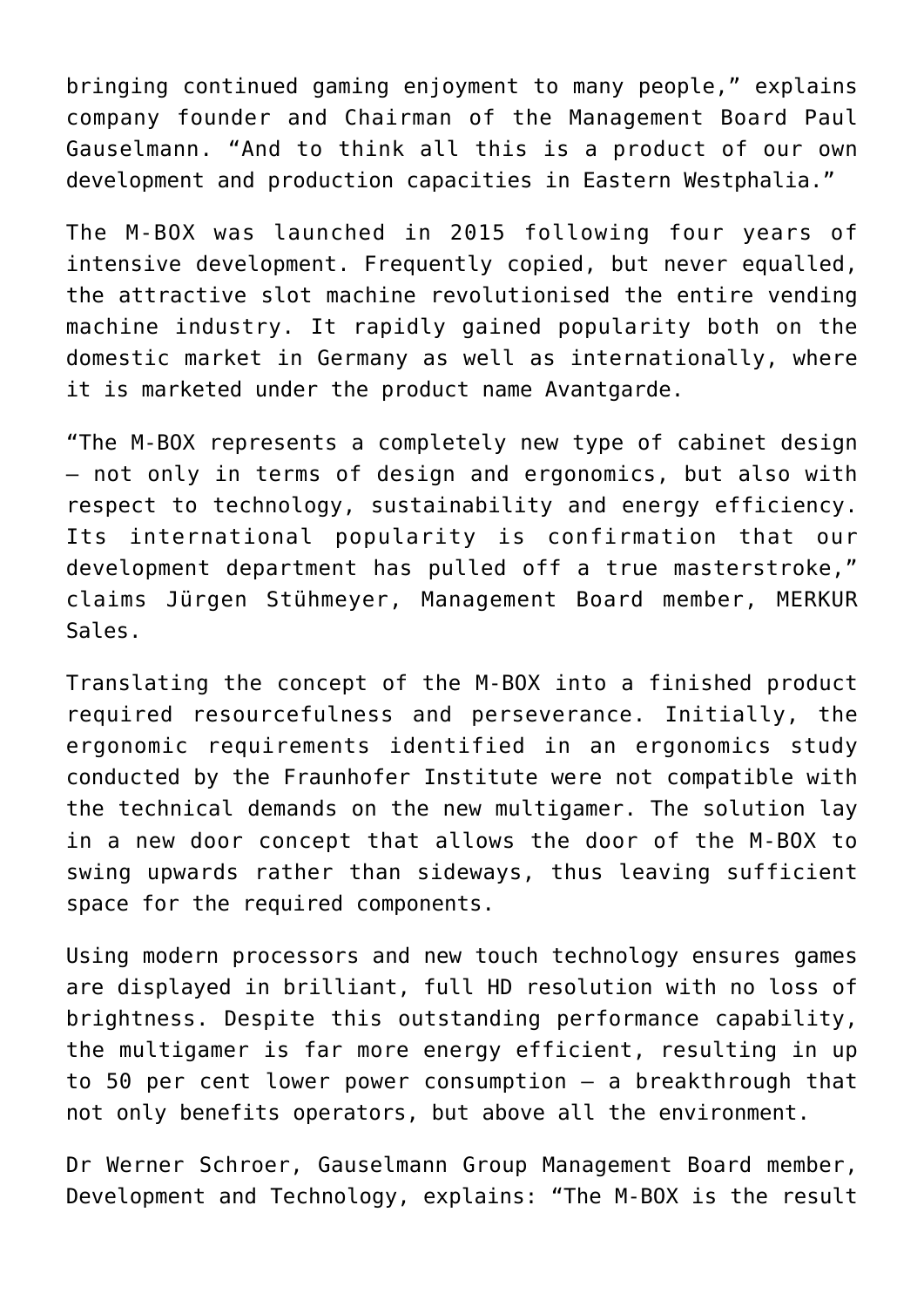bringing continued gaming enjoyment to many people," explains company founder and Chairman of the Management Board Paul Gauselmann. "And to think all this is a product of our own development and production capacities in Eastern Westphalia."

The M-BOX was launched in 2015 following four years of intensive development. Frequently copied, but never equalled, the attractive slot machine revolutionised the entire vending machine industry. It rapidly gained popularity both on the domestic market in Germany as well as internationally, where it is marketed under the product name Avantgarde.

"The M-BOX represents a completely new type of cabinet design – not only in terms of design and ergonomics, but also with respect to technology, sustainability and energy efficiency. Its international popularity is confirmation that our development department has pulled off a true masterstroke," claims Jürgen Stühmeyer, Management Board member, MERKUR Sales.

Translating the concept of the M-BOX into a finished product required resourcefulness and perseverance. Initially, the ergonomic requirements identified in an ergonomics study conducted by the Fraunhofer Institute were not compatible with the technical demands on the new multigamer. The solution lay in a new door concept that allows the door of the M-BOX to swing upwards rather than sideways, thus leaving sufficient space for the required components.

Using modern processors and new touch technology ensures games are displayed in brilliant, full HD resolution with no loss of brightness. Despite this outstanding performance capability, the multigamer is far more energy efficient, resulting in up to 50 per cent lower power consumption – a breakthrough that not only benefits operators, but above all the environment.

Dr Werner Schroer, Gauselmann Group Management Board member, Development and Technology, explains: "The M-BOX is the result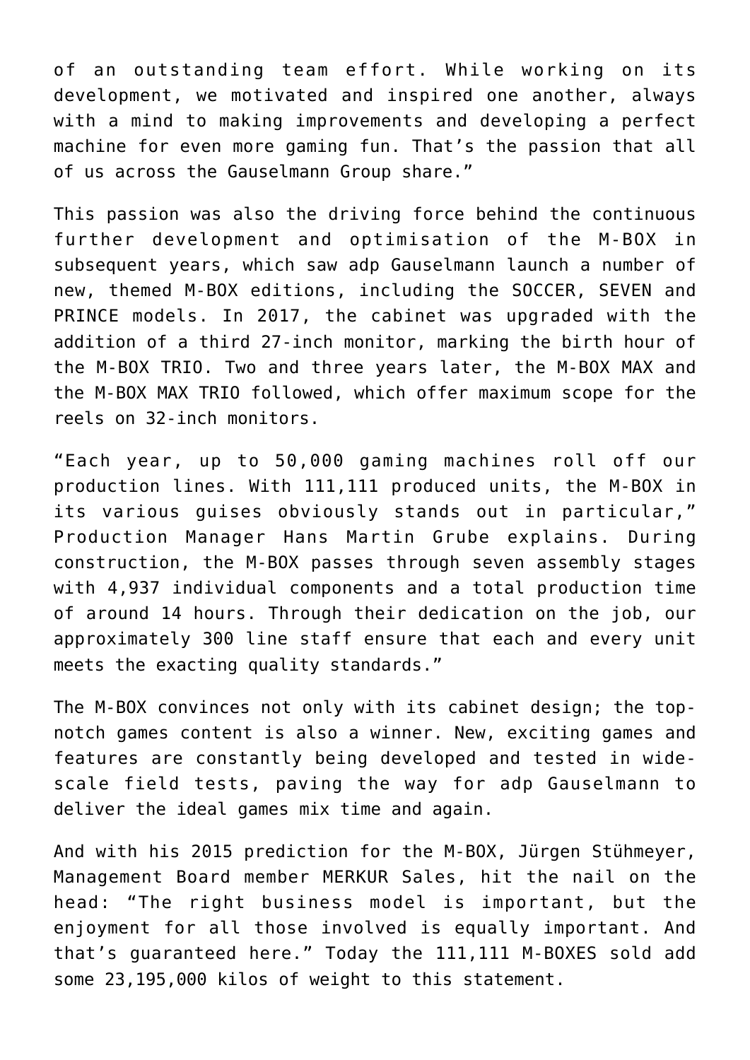of an outstanding team effort. While working on its development, we motivated and inspired one another, always with a mind to making improvements and developing a perfect machine for even more gaming fun. That's the passion that all of us across the Gauselmann Group share."

This passion was also the driving force behind the continuous further development and optimisation of the M-BOX in subsequent years, which saw adp Gauselmann launch a number of new, themed M-BOX editions, including the SOCCER, SEVEN and PRINCE models. In 2017, the cabinet was upgraded with the addition of a third 27-inch monitor, marking the birth hour of the M-BOX TRIO. Two and three years later, the M-BOX MAX and the M-BOX MAX TRIO followed, which offer maximum scope for the reels on 32-inch monitors.

"Each year, up to 50,000 gaming machines roll off our production lines. With 111,111 produced units, the M-BOX in its various guises obviously stands out in particular," Production Manager Hans Martin Grube explains. During construction, the M-BOX passes through seven assembly stages with 4,937 individual components and a total production time of around 14 hours. Through their dedication on the job, our approximately 300 line staff ensure that each and every unit meets the exacting quality standards."

The M-BOX convinces not only with its cabinet design; the top-notch games content is also a winner. New, exciting games and features are constantly being developed and tested in wide-scale field tests, paving the way for adp Gauselmann to deliver the ideal games mix time and again.

And with his 2015 prediction for the M-BOX, Jürgen Stühmeyer, Management Board member MERKUR Sales, hit the nail on the head: "The right business model is important, but the enjoyment for all those involved is equally important. And that's guaranteed here." Today the 111,111 M-BOXES sold add some 23,195,000 kilos of weight to this statement.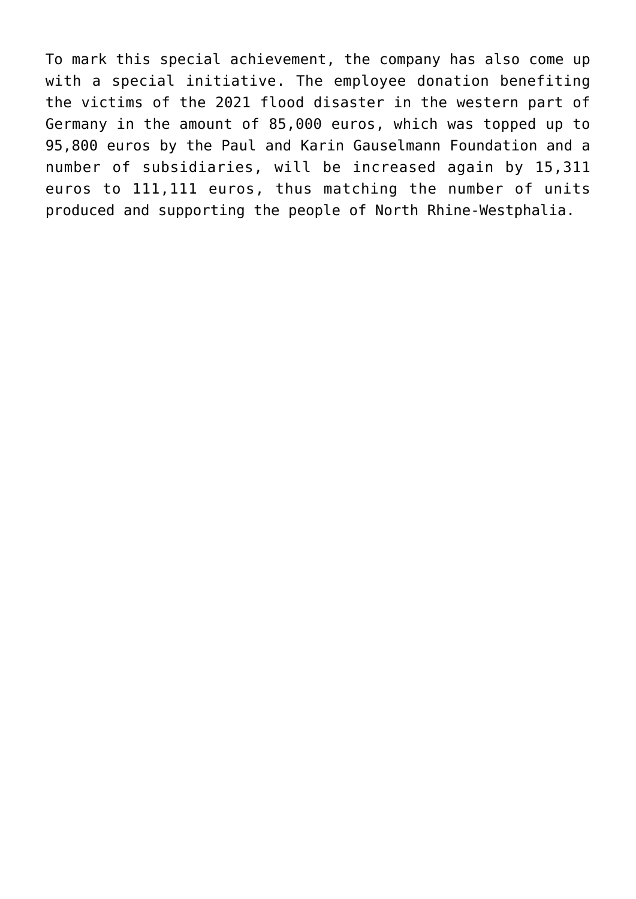To mark this special achievement, the company has also come up with a special initiative. The employee donation benefiting the victims of the 2021 flood disaster in the western part of Germany in the amount of 85,000 euros, which was topped up to 95,800 euros by the Paul and Karin Gauselmann Foundation and a number of subsidiaries, will be increased again by 15,311 euros to 111,111 euros, thus matching the number of units produced and supporting the people of North Rhine-Westphalia.